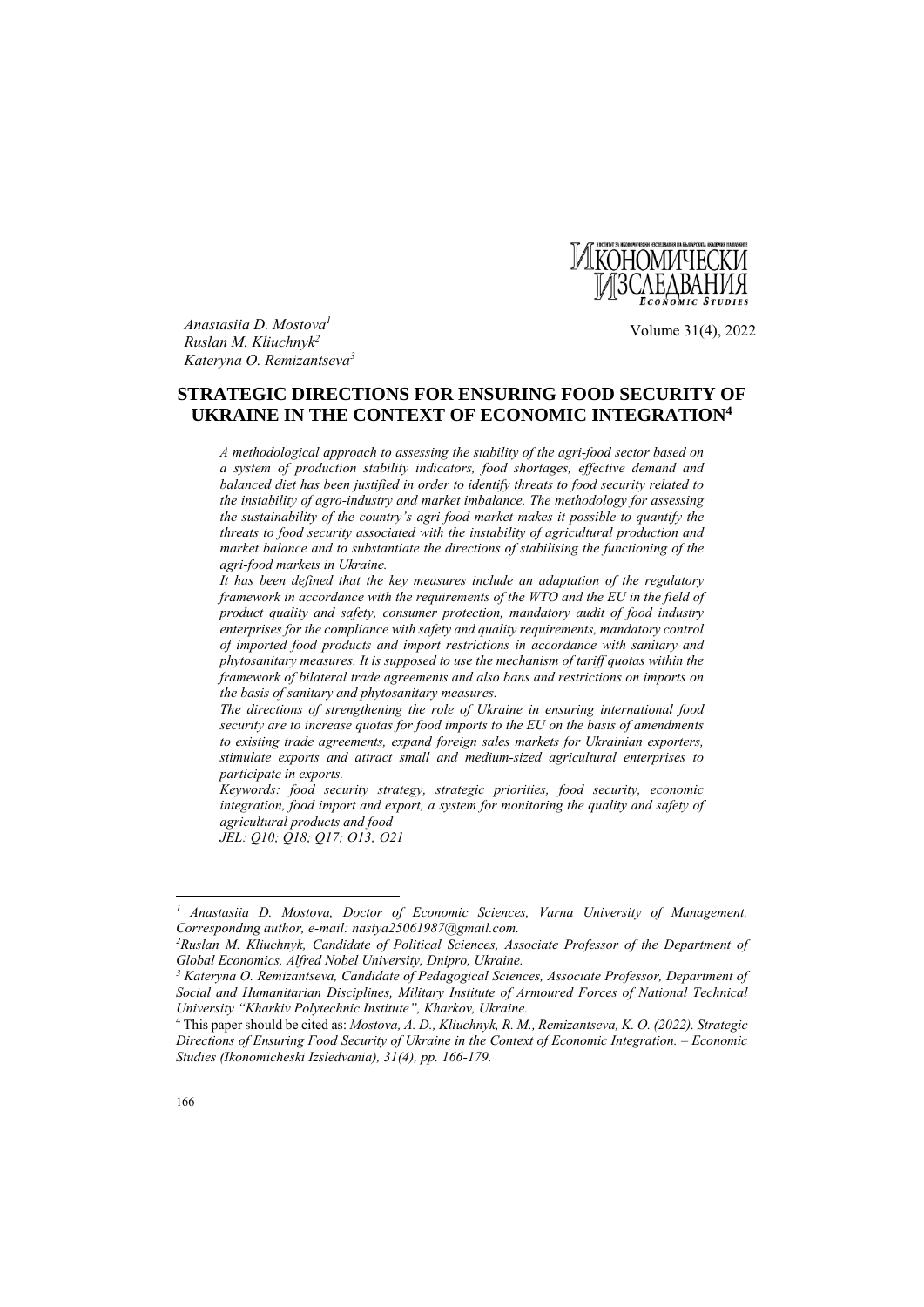*Anastasiia D. Mostova*[1]
*Ruslan M. Kliuchnyk*[2]
*Kateryna O. Remizantseva*[3]

# STRATEGIC DIRECTIONS FOR ENSURING FOOD SECURITY OF UKRAINE IN THE CONTEXT OF ECONOMIC INTEGRATION[4]

*A methodological approach to assessing the stability of the agri-food sector based on a system of production stability indicators, food shortages, effective demand and balanced diet has been justified in order to identify threats to food security related to the instability of agro-industry and market imbalance. The methodology for assessing the sustainability of the country's agri-food market makes it possible to quantify the threats to food security associated with the instability of agricultural production and market balance and to substantiate the directions of stabilising the functioning of the agri-food markets in Ukraine.*

*It has been defined that the key measures include an adaptation of the regulatory framework in accordance with the requirements of the WTO and the EU in the field of product quality and safety, consumer protection, mandatory audit of food industry enterprises for the compliance with safety and quality requirements, mandatory control of imported food products and import restrictions in accordance with sanitary and phytosanitary measures. It is supposed to use the mechanism of tariff quotas within the framework of bilateral trade agreements and also bans and restrictions on imports on the basis of sanitary and phytosanitary measures.*

*The directions of strengthening the role of Ukraine in ensuring international food security are to increase quotas for food imports to the EU on the basis of amendments to existing trade agreements, expand foreign sales markets for Ukrainian exporters, stimulate exports and attract small and medium-sized agricultural enterprises to participate in exports.*

*Keywords: food security strategy, strategic priorities, food security, economic integration, food import and export, a system for monitoring the quality and safety of agricultural products and food*

*JEL: Q10; Q18; Q17; O13; O21*

---

[1] *Anastasiia D. Mostova, Doctor of Economic Sciences, Varna University of Management, Corresponding author, e-mail: nastya25061987@gmail.com.*

[2] *Ruslan M. Kliuchnyk, Candidate of Political Sciences, Associate Professor of the Department of Global Economics, Alfred Nobel University, Dnipro, Ukraine.*

[3] *Kateryna O. Remizantseva, Candidate of Pedagogical Sciences, Associate Professor, Department of Social and Humanitarian Disciplines, Military Institute of Armoured Forces of National Technical University "Kharkiv Polytechnic Institute", Kharkov, Ukraine.*

[4] This paper should be cited as: *Mostova, A. D., Kliuchnyk, R. M., Remizantseva, K. O. (2022). Strategic Directions of Ensuring Food Security of Ukraine in the Context of Economic Integration. – Economic Studies (Ikonomicheski Izsledvania), 31(4), pp. 166-179.*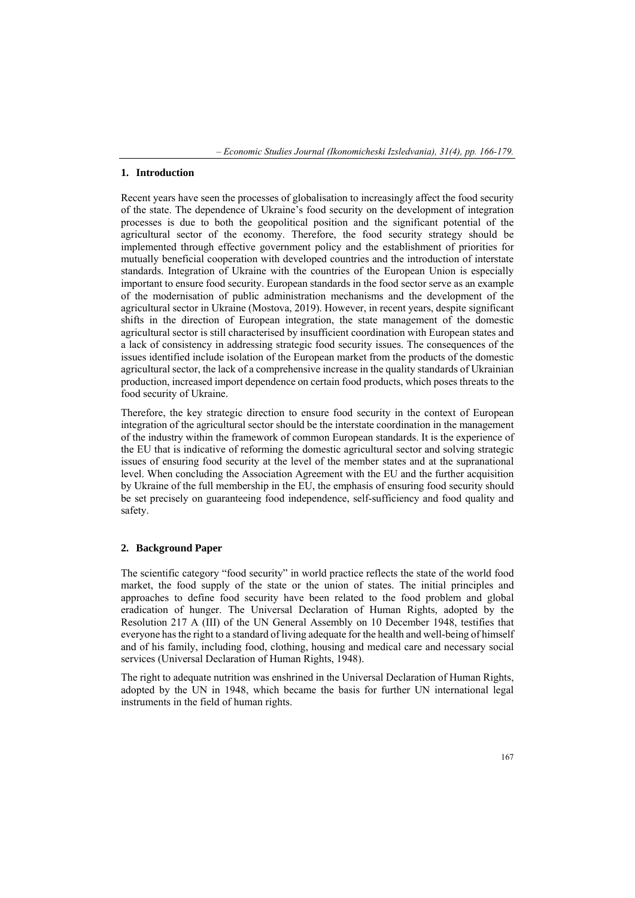## 1. Introduction

Recent years have seen the processes of globalisation to increasingly affect the food security of the state. The dependence of Ukraine's food security on the development of integration processes is due to both the geopolitical position and the significant potential of the agricultural sector of the economy. Therefore, the food security strategy should be implemented through effective government policy and the establishment of priorities for mutually beneficial cooperation with developed countries and the introduction of interstate standards. Integration of Ukraine with the countries of the European Union is especially important to ensure food security. European standards in the food sector serve as an example of the modernisation of public administration mechanisms and the development of the agricultural sector in Ukraine (Mostova, 2019). However, in recent years, despite significant shifts in the direction of European integration, the state management of the domestic agricultural sector is still characterised by insufficient coordination with European states and a lack of consistency in addressing strategic food security issues. The consequences of the issues identified include isolation of the European market from the products of the domestic agricultural sector, the lack of a comprehensive increase in the quality standards of Ukrainian production, increased import dependence on certain food products, which poses threats to the food security of Ukraine.

Therefore, the key strategic direction to ensure food security in the context of European integration of the agricultural sector should be the interstate coordination in the management of the industry within the framework of common European standards. It is the experience of the EU that is indicative of reforming the domestic agricultural sector and solving strategic issues of ensuring food security at the level of the member states and at the supranational level. When concluding the Association Agreement with the EU and the further acquisition by Ukraine of the full membership in the EU, the emphasis of ensuring food security should be set precisely on guaranteeing food independence, self-sufficiency and food quality and safety.

## 2. Background Paper

The scientific category "food security" in world practice reflects the state of the world food market, the food supply of the state or the union of states. The initial principles and approaches to define food security have been related to the food problem and global eradication of hunger. The Universal Declaration of Human Rights, adopted by the Resolution 217 A (III) of the UN General Assembly on 10 December 1948, testifies that everyone has the right to a standard of living adequate for the health and well-being of himself and of his family, including food, clothing, housing and medical care and necessary social services (Universal Declaration of Human Rights, 1948).

The right to adequate nutrition was enshrined in the Universal Declaration of Human Rights, adopted by the UN in 1948, which became the basis for further UN international legal instruments in the field of human rights.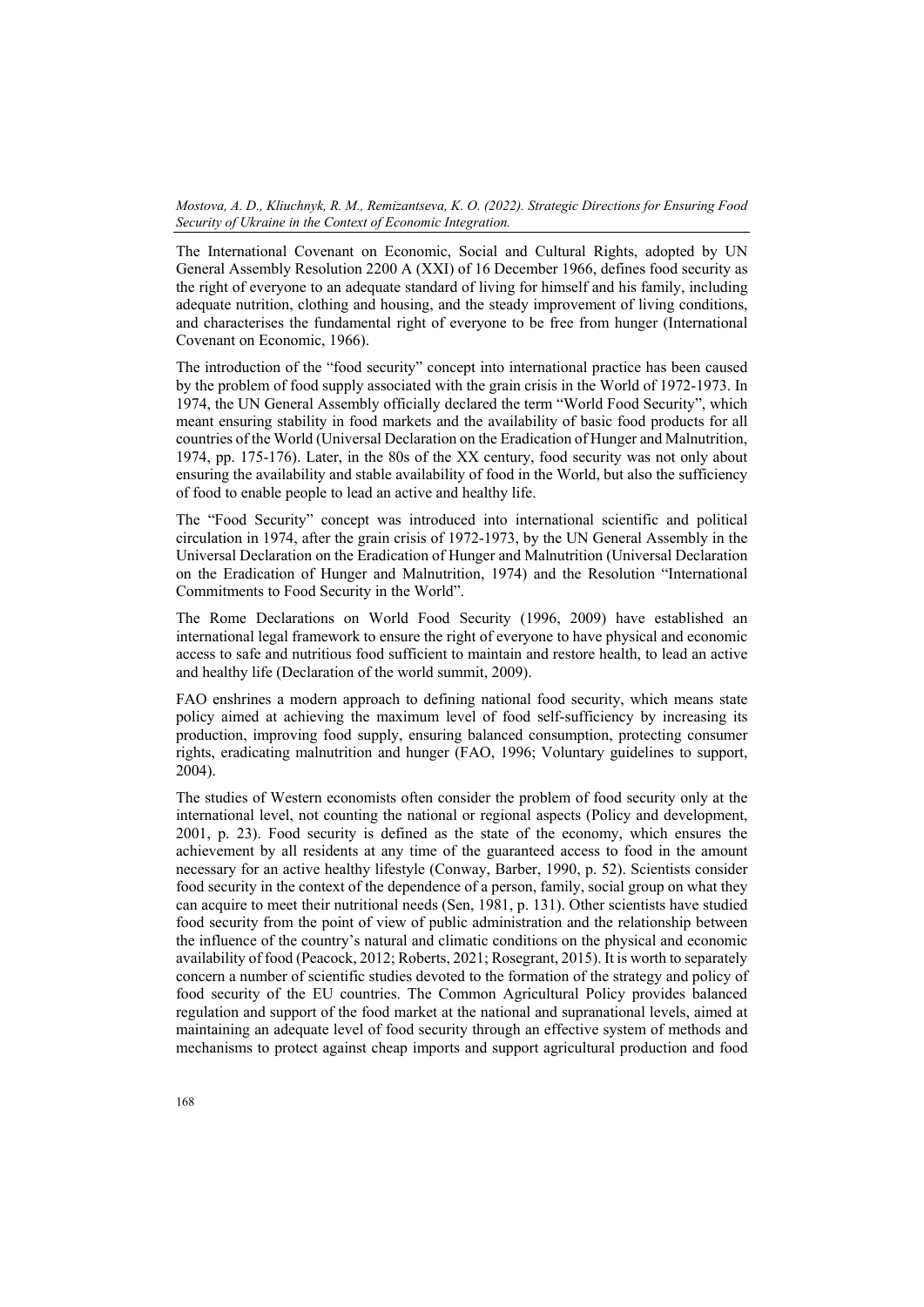The International Covenant on Economic, Social and Cultural Rights, adopted by UN General Assembly Resolution 2200 A (XXI) of 16 December 1966, defines food security as the right of everyone to an adequate standard of living for himself and his family, including adequate nutrition, clothing and housing, and the steady improvement of living conditions, and characterises the fundamental right of everyone to be free from hunger (International Covenant on Economic, 1966).

The introduction of the "food security" concept into international practice has been caused by the problem of food supply associated with the grain crisis in the World of 1972-1973. In 1974, the UN General Assembly officially declared the term "World Food Security", which meant ensuring stability in food markets and the availability of basic food products for all countries of the World (Universal Declaration on the Eradication of Hunger and Malnutrition, 1974, pp. 175-176). Later, in the 80s of the XX century, food security was not only about ensuring the availability and stable availability of food in the World, but also the sufficiency of food to enable people to lead an active and healthy life.

The "Food Security" concept was introduced into international scientific and political circulation in 1974, after the grain crisis of 1972-1973, by the UN General Assembly in the Universal Declaration on the Eradication of Hunger and Malnutrition (Universal Declaration on the Eradication of Hunger and Malnutrition, 1974) and the Resolution "International Commitments to Food Security in the World".

The Rome Declarations on World Food Security (1996, 2009) have established an international legal framework to ensure the right of everyone to have physical and economic access to safe and nutritious food sufficient to maintain and restore health, to lead an active and healthy life (Declaration of the world summit, 2009).

FAO enshrines a modern approach to defining national food security, which means state policy aimed at achieving the maximum level of food self-sufficiency by increasing its production, improving food supply, ensuring balanced consumption, protecting consumer rights, eradicating malnutrition and hunger (FAO, 1996; Voluntary guidelines to support, 2004).

The studies of Western economists often consider the problem of food security only at the international level, not counting the national or regional aspects (Policy and development, 2001, p. 23). Food security is defined as the state of the economy, which ensures the achievement by all residents at any time of the guaranteed access to food in the amount necessary for an active healthy lifestyle (Conway, Barber, 1990, p. 52). Scientists consider food security in the context of the dependence of a person, family, social group on what they can acquire to meet their nutritional needs (Sen, 1981, p. 131). Other scientists have studied food security from the point of view of public administration and the relationship between the influence of the country's natural and climatic conditions on the physical and economic availability of food (Peacock, 2012; Roberts, 2021; Rosegrant, 2015). It is worth to separately concern a number of scientific studies devoted to the formation of the strategy and policy of food security of the EU countries. The Common Agricultural Policy provides balanced regulation and support of the food market at the national and supranational levels, aimed at maintaining an adequate level of food security through an effective system of methods and mechanisms to protect against cheap imports and support agricultural production and food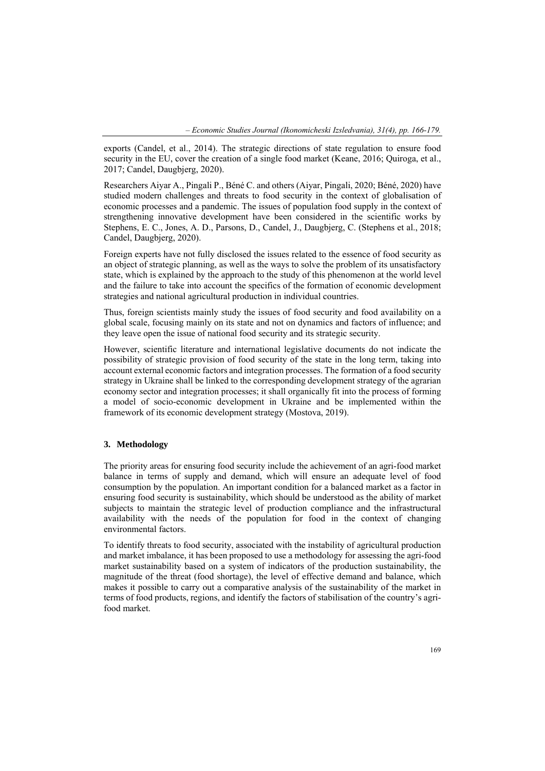exports (Candel, et al., 2014). The strategic directions of state regulation to ensure food security in the EU, cover the creation of a single food market (Keane, 2016; Quiroga, et al., 2017; Candel, Daugbjerg, 2020).

Researchers Aiyar A., Pingali P., Béné C. and others (Aiyar, Pingali, 2020; Béné, 2020) have studied modern challenges and threats to food security in the context of globalisation of economic processes and a pandemic. The issues of population food supply in the context of strengthening innovative development have been considered in the scientific works by Stephens, E. C., Jones, A. D., Parsons, D., Candel, J., Daugbjerg, C. (Stephens et al., 2018; Candel, Daugbjerg, 2020).

Foreign experts have not fully disclosed the issues related to the essence of food security as an object of strategic planning, as well as the ways to solve the problem of its unsatisfactory state, which is explained by the approach to the study of this phenomenon at the world level and the failure to take into account the specifics of the formation of economic development strategies and national agricultural production in individual countries.

Thus, foreign scientists mainly study the issues of food security and food availability on a global scale, focusing mainly on its state and not on dynamics and factors of influence; and they leave open the issue of national food security and its strategic security.

However, scientific literature and international legislative documents do not indicate the possibility of strategic provision of food security of the state in the long term, taking into account external economic factors and integration processes. The formation of a food security strategy in Ukraine shall be linked to the corresponding development strategy of the agrarian economy sector and integration processes; it shall organically fit into the process of forming a model of socio-economic development in Ukraine and be implemented within the framework of its economic development strategy (Mostova, 2019).

## 3. Methodology

The priority areas for ensuring food security include the achievement of an agri-food market balance in terms of supply and demand, which will ensure an adequate level of food consumption by the population. An important condition for a balanced market as a factor in ensuring food security is sustainability, which should be understood as the ability of market subjects to maintain the strategic level of production compliance and the infrastructural availability with the needs of the population for food in the context of changing environmental factors.

To identify threats to food security, associated with the instability of agricultural production and market imbalance, it has been proposed to use a methodology for assessing the agri-food market sustainability based on a system of indicators of the production sustainability, the magnitude of the threat (food shortage), the level of effective demand and balance, which makes it possible to carry out a comparative analysis of the sustainability of the market in terms of food products, regions, and identify the factors of stabilisation of the country's agri-food market.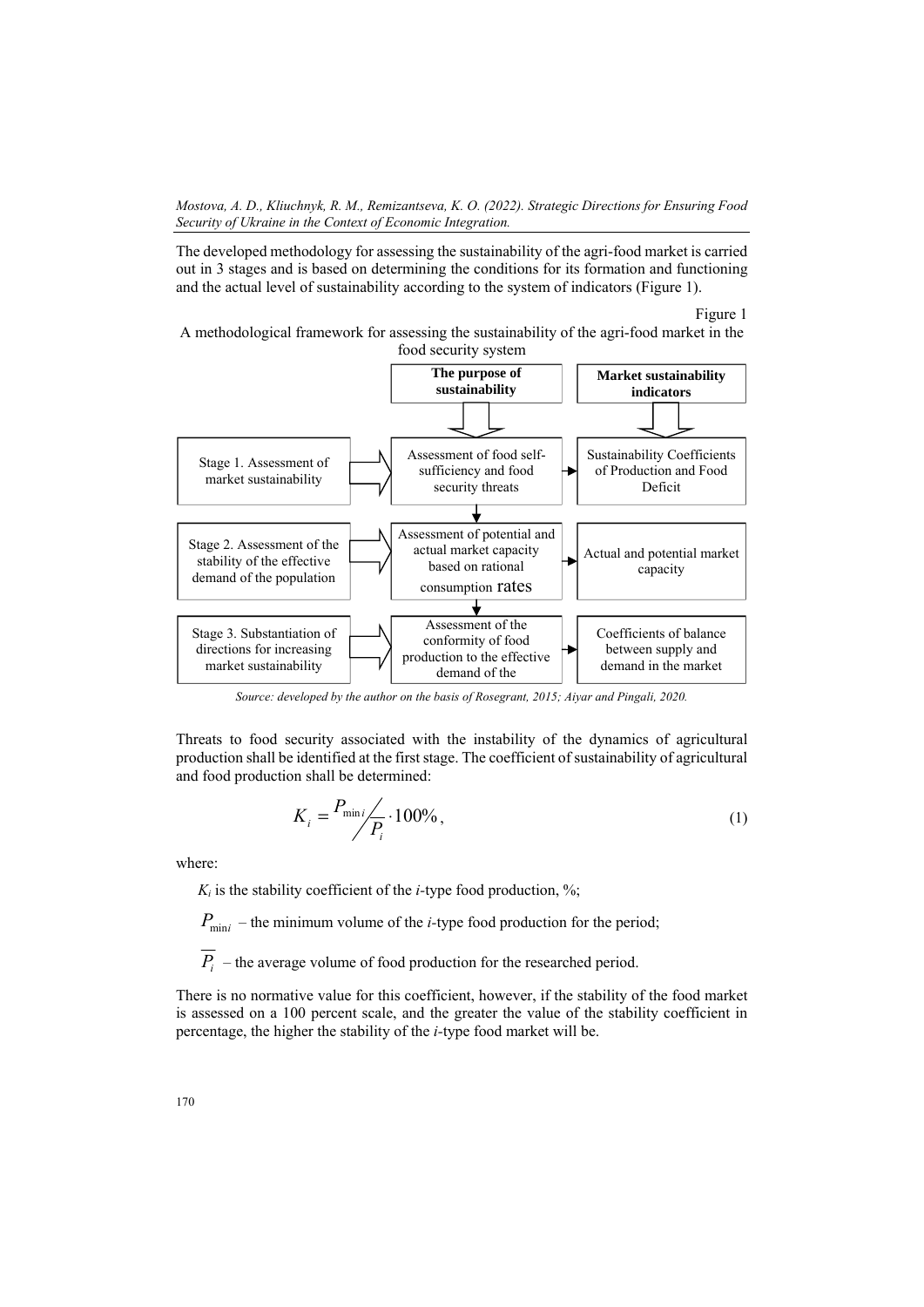The developed methodology for assessing the sustainability of the agri-food market is carried out in 3 stages and is based on determining the conditions for its formation and functioning and the actual level of sustainability according to the system of indicators (Figure 1).

Figure 1

A methodological framework for assessing the sustainability of the agri-food market in the food security system

| | **The purpose of sustainability** | **Market sustainability indicators** |
|---|---|---|
| Stage 1. Assessment of market sustainability | Assessment of food self-sufficiency and food security threats | Sustainability Coefficients of Production and Food Deficit |
| Stage 2. Assessment of the stability of the effective demand of the population | Assessment of potential and actual market capacity based on rational consumption rates | Actual and potential market capacity |
| Stage 3. Substantiation of directions for increasing market sustainability | Assessment of the conformity of food production to the effective demand of the | Coefficients of balance between supply and demand in the market |

*Source: developed by the author on the basis of Rosegrant, 2015; Aiyar and Pingali, 2020.*

Threats to food security associated with the instability of the dynamics of agricultural production shall be identified at the first stage. The coefficient of sustainability of agricultural and food production shall be determined:

$$K_i = \frac{P_{\min i}}{\overline{P_i}} \cdot 100\%, \tag{1}$$

where:

$K_i$ is the stability coefficient of the *i*-type food production, %;

$P_{\min i}$ – the minimum volume of the *i*-type food production for the period;

$\overline{P_i}$ – the average volume of food production for the researched period.

There is no normative value for this coefficient, however, if the stability of the food market is assessed on a 100 percent scale, and the greater the value of the stability coefficient in percentage, the higher the stability of the *i*-type food market will be.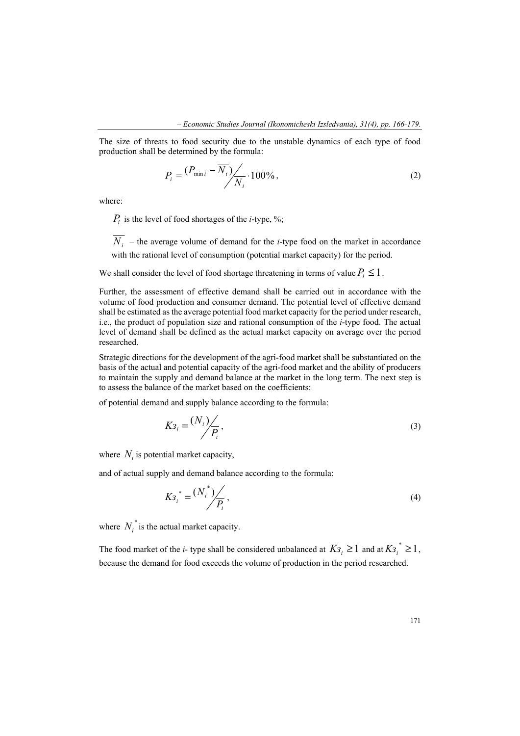The size of threats to food security due to the unstable dynamics of each type of food production shall be determined by the formula:

$$P_i = (P_{\min i} - \overline{N_i}) \Big/ \overline{N_i} \cdot 100\%, \tag{2}$$

where:

$P_i$ is the level of food shortages of the *i*-type, %;

$\overline{N_i}$ – the average volume of demand for the *i*-type food on the market in accordance with the rational level of consumption (potential market capacity) for the period.

We shall consider the level of food shortage threatening in terms of value $P_i \leq 1$.

Further, the assessment of effective demand shall be carried out in accordance with the volume of food production and consumer demand. The potential level of effective demand shall be estimated as the average potential food market capacity for the period under research, i.e., the product of population size and rational consumption of the *i*-type food. The actual level of demand shall be defined as the actual market capacity on average over the period researched.

Strategic directions for the development of the agri-food market shall be substantiated on the basis of the actual and potential capacity of the agri-food market and the ability of producers to maintain the supply and demand balance at the market in the long term. The next step is to assess the balance of the market based on the coefficients:

of potential demand and supply balance according to the formula:

$$Кз_i = (N_i) \Big/ P_i, \tag{3}$$

where $N_i$ is potential market capacity,

and of actual supply and demand balance according to the formula:

$$Кз_i^{*} = (N_i^{*}) \Big/ P_i, \tag{4}$$

where $N_i^{*}$ is the actual market capacity.

The food market of the *i*- type shall be considered unbalanced at $Кз_i \geq 1$ and at $Кз_i^{*} \geq 1$, because the demand for food exceeds the volume of production in the period researched.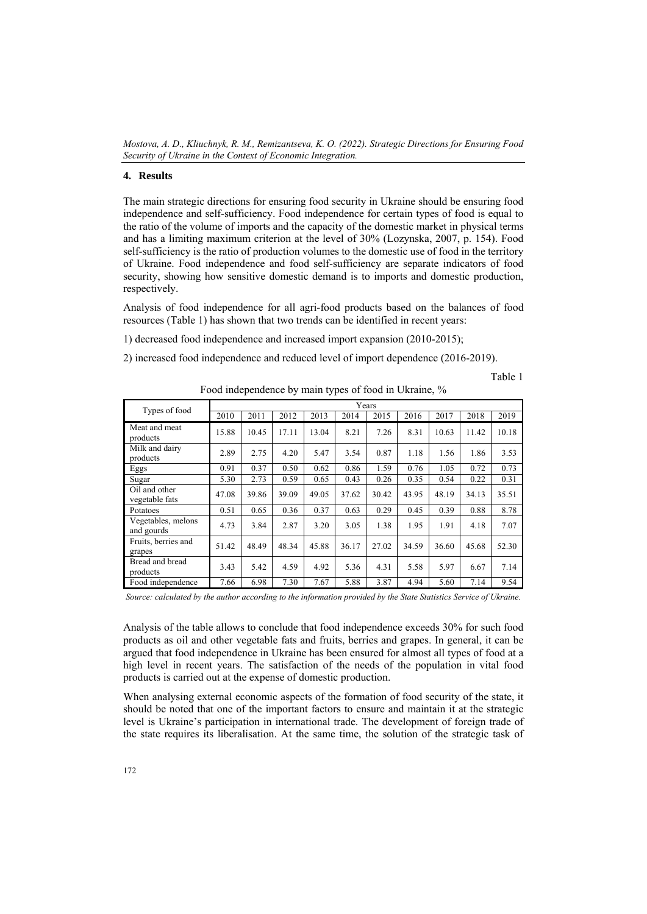## 4. Results

The main strategic directions for ensuring food security in Ukraine should be ensuring food independence and self-sufficiency. Food independence for certain types of food is equal to the ratio of the volume of imports and the capacity of the domestic market in physical terms and has a limiting maximum criterion at the level of 30% (Lozynska, 2007, p. 154). Food self-sufficiency is the ratio of production volumes to the domestic use of food in the territory of Ukraine. Food independence and food self-sufficiency are separate indicators of food security, showing how sensitive domestic demand is to imports and domestic production, respectively.

Analysis of food independence for all agri-food products based on the balances of food resources (Table 1) has shown that two trends can be identified in recent years:

1) decreased food independence and increased import expansion (2010-2015);

2) increased food independence and reduced level of import dependence (2016-2019).

Table 1

Food independence by main types of food in Ukraine, %

| Types of food | Years | | | | | | | | | |
|---|---|---|---|---|---|---|---|---|---|---|
| | 2010 | 2011 | 2012 | 2013 | 2014 | 2015 | 2016 | 2017 | 2018 | 2019 |
| Meat and meat products | 15.88 | 10.45 | 17.11 | 13.04 | 8.21 | 7.26 | 8.31 | 10.63 | 11.42 | 10.18 |
| Milk and dairy products | 2.89 | 2.75 | 4.20 | 5.47 | 3.54 | 0.87 | 1.18 | 1.56 | 1.86 | 3.53 |
| Eggs | 0.91 | 0.37 | 0.50 | 0.62 | 0.86 | 1.59 | 0.76 | 1.05 | 0.72 | 0.73 |
| Sugar | 5.30 | 2.73 | 0.59 | 0.65 | 0.43 | 0.26 | 0.35 | 0.54 | 0.22 | 0.31 |
| Oil and other vegetable fats | 47.08 | 39.86 | 39.09 | 49.05 | 37.62 | 30.42 | 43.95 | 48.19 | 34.13 | 35.51 |
| Potatoes | 0.51 | 0.65 | 0.36 | 0.37 | 0.63 | 0.29 | 0.45 | 0.39 | 0.88 | 8.78 |
| Vegetables, melons and gourds | 4.73 | 3.84 | 2.87 | 3.20 | 3.05 | 1.38 | 1.95 | 1.91 | 4.18 | 7.07 |
| Fruits, berries and grapes | 51.42 | 48.49 | 48.34 | 45.88 | 36.17 | 27.02 | 34.59 | 36.60 | 45.68 | 52.30 |
| Bread and bread products | 3.43 | 5.42 | 4.59 | 4.92 | 5.36 | 4.31 | 5.58 | 5.97 | 6.67 | 7.14 |
| Food independence | 7.66 | 6.98 | 7.30 | 7.67 | 5.88 | 3.87 | 4.94 | 5.60 | 7.14 | 9.54 |

*Source: calculated by the author according to the information provided by the State Statistics Service of Ukraine.*

Analysis of the table allows to conclude that food independence exceeds 30% for such food products as oil and other vegetable fats and fruits, berries and grapes. In general, it can be argued that food independence in Ukraine has been ensured for almost all types of food at a high level in recent years. The satisfaction of the needs of the population in vital food products is carried out at the expense of domestic production.

When analysing external economic aspects of the formation of food security of the state, it should be noted that one of the important factors to ensure and maintain it at the strategic level is Ukraine's participation in international trade. The development of foreign trade of the state requires its liberalisation. At the same time, the solution of the strategic task of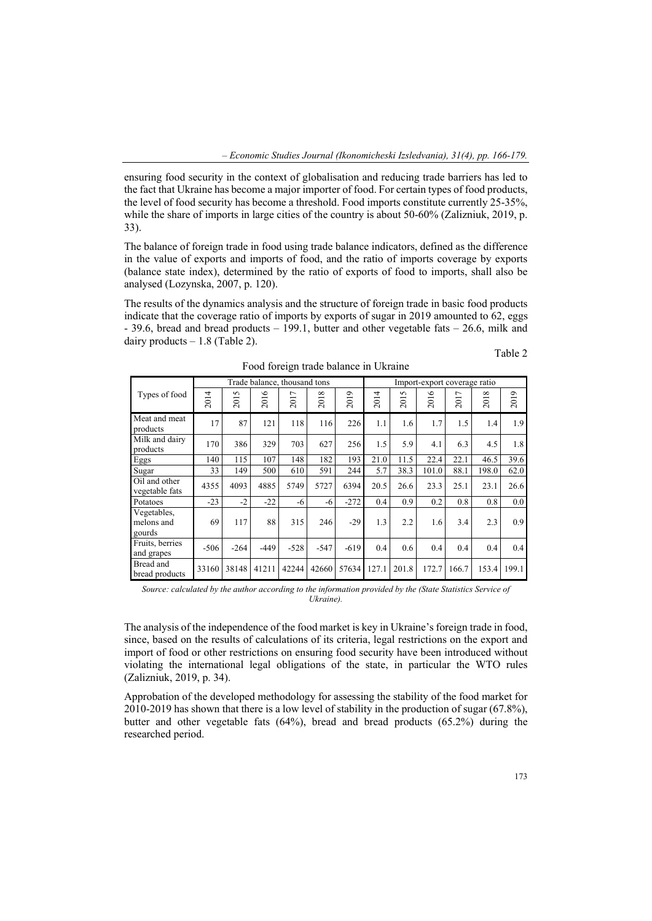ensuring food security in the context of globalisation and reducing trade barriers has led to the fact that Ukraine has become a major importer of food. For certain types of food products, the level of food security has become a threshold. Food imports constitute currently 25-35%, while the share of imports in large cities of the country is about 50-60% (Zalizniuk, 2019, p. 33).

The balance of foreign trade in food using trade balance indicators, defined as the difference in the value of exports and imports of food, and the ratio of imports coverage by exports (balance state index), determined by the ratio of exports of food to imports, shall also be analysed (Lozynska, 2007, p. 120).

The results of the dynamics analysis and the structure of foreign trade in basic food products indicate that the coverage ratio of imports by exports of sugar in 2019 amounted to 62, eggs - 39.6, bread and bread products – 199.1, butter and other vegetable fats – 26.6, milk and dairy products – 1.8 (Table 2).

Table 2

Food foreign trade balance in Ukraine

| Types of food | Trade balance, thousand tons | | | | | | Import-export coverage ratio | | | | | |
|---|---|---|---|---|---|---|---|---|---|---|---|---|
| | 2014 | 2015 | 2016 | 2017 | 2018 | 2019 | 2014 | 2015 | 2016 | 2017 | 2018 | 2019 |
| Meat and meat products | 17 | 87 | 121 | 118 | 116 | 226 | 1.1 | 1.6 | 1.7 | 1.5 | 1.4 | 1.9 |
| Milk and dairy products | 170 | 386 | 329 | 703 | 627 | 256 | 1.5 | 5.9 | 4.1 | 6.3 | 4.5 | 1.8 |
| Eggs | 140 | 115 | 107 | 148 | 182 | 193 | 21.0 | 11.5 | 22.4 | 22.1 | 46.5 | 39.6 |
| Sugar | 33 | 149 | 500 | 610 | 591 | 244 | 5.7 | 38.3 | 101.0 | 88.1 | 198.0 | 62.0 |
| Oil and other vegetable fats | 4355 | 4093 | 4885 | 5749 | 5727 | 6394 | 20.5 | 26.6 | 23.3 | 25.1 | 23.1 | 26.6 |
| Potatoes | -23 | -2 | -22 | -6 | -6 | -272 | 0.4 | 0.9 | 0.2 | 0.8 | 0.8 | 0.0 |
| Vegetables, melons and gourds | 69 | 117 | 88 | 315 | 246 | -29 | 1.3 | 2.2 | 1.6 | 3.4 | 2.3 | 0.9 |
| Fruits, berries and grapes | -506 | -264 | -449 | -528 | -547 | -619 | 0.4 | 0.6 | 0.4 | 0.4 | 0.4 | 0.4 |
| Bread and bread products | 33160 | 38148 | 41211 | 42244 | 42660 | 57634 | 127.1 | 201.8 | 172.7 | 166.7 | 153.4 | 199.1 |

*Source: calculated by the author according to the information provided by the (State Statistics Service of Ukraine).*

The analysis of the independence of the food market is key in Ukraine's foreign trade in food, since, based on the results of calculations of its criteria, legal restrictions on the export and import of food or other restrictions on ensuring food security have been introduced without violating the international legal obligations of the state, in particular the WTO rules (Zalizniuk, 2019, p. 34).

Approbation of the developed methodology for assessing the stability of the food market for 2010-2019 has shown that there is a low level of stability in the production of sugar (67.8%), butter and other vegetable fats (64%), bread and bread products (65.2%) during the researched period.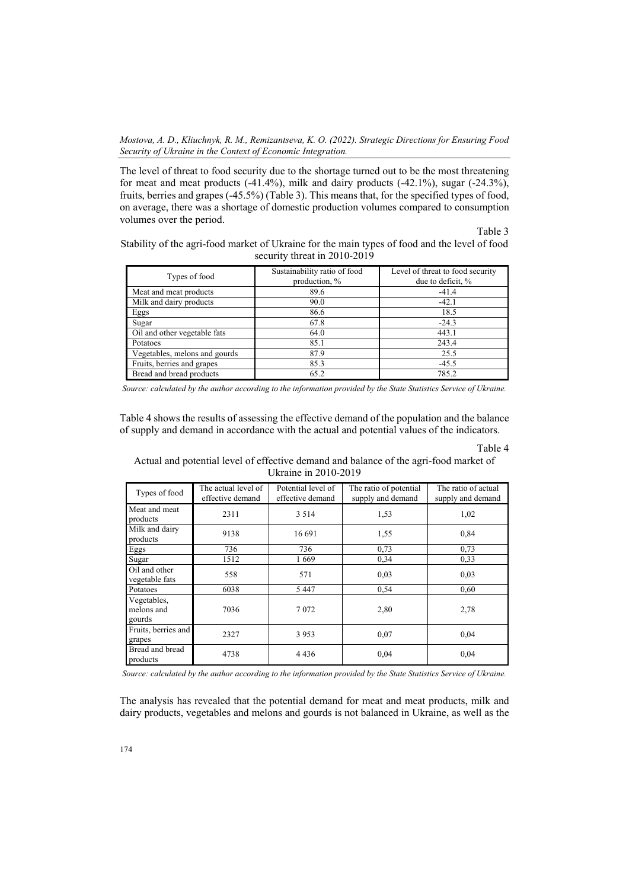The level of threat to food security due to the shortage turned out to be the most threatening for meat and meat products (-41.4%), milk and dairy products (-42.1%), sugar (-24.3%), fruits, berries and grapes (-45.5%) (Table 3). This means that, for the specified types of food, on average, there was a shortage of domestic production volumes compared to consumption volumes over the period.

Table 3

Stability of the agri-food market of Ukraine for the main types of food and the level of food security threat in 2010-2019

| Types of food | Sustainability ratio of food production, % | Level of threat to food security due to deficit, % |
|---|---|---|
| Meat and meat products | 89.6 | -41.4 |
| Milk and dairy products | 90.0 | -42.1 |
| Eggs | 86.6 | 18.5 |
| Sugar | 67.8 | -24.3 |
| Oil and other vegetable fats | 64.0 | 443.1 |
| Potatoes | 85.1 | 243.4 |
| Vegetables, melons and gourds | 87.9 | 25.5 |
| Fruits, berries and grapes | 85.3 | -45.5 |
| Bread and bread products | 65.2 | 785.2 |

*Source: calculated by the author according to the information provided by the State Statistics Service of Ukraine.*

Table 4 shows the results of assessing the effective demand of the population and the balance of supply and demand in accordance with the actual and potential values of the indicators.

Table 4

Actual and potential level of effective demand and balance of the agri-food market of Ukraine in 2010-2019

| Types of food | The actual level of effective demand | Potential level of effective demand | The ratio of potential supply and demand | The ratio of actual supply and demand |
|---|---|---|---|---|
| Meat and meat products | 2311 | 3 514 | 1,53 | 1,02 |
| Milk and dairy products | 9138 | 16 691 | 1,55 | 0,84 |
| Eggs | 736 | 736 | 0,73 | 0,73 |
| Sugar | 1512 | 1 669 | 0,34 | 0,33 |
| Oil and other vegetable fats | 558 | 571 | 0,03 | 0,03 |
| Potatoes | 6038 | 5 447 | 0,54 | 0,60 |
| Vegetables, melons and gourds | 7036 | 7 072 | 2,80 | 2,78 |
| Fruits, berries and grapes | 2327 | 3 953 | 0,07 | 0,04 |
| Bread and bread products | 4738 | 4 436 | 0,04 | 0,04 |

*Source: calculated by the author according to the information provided by the State Statistics Service of Ukraine.*

The analysis has revealed that the potential demand for meat and meat products, milk and dairy products, vegetables and melons and gourds is not balanced in Ukraine, as well as the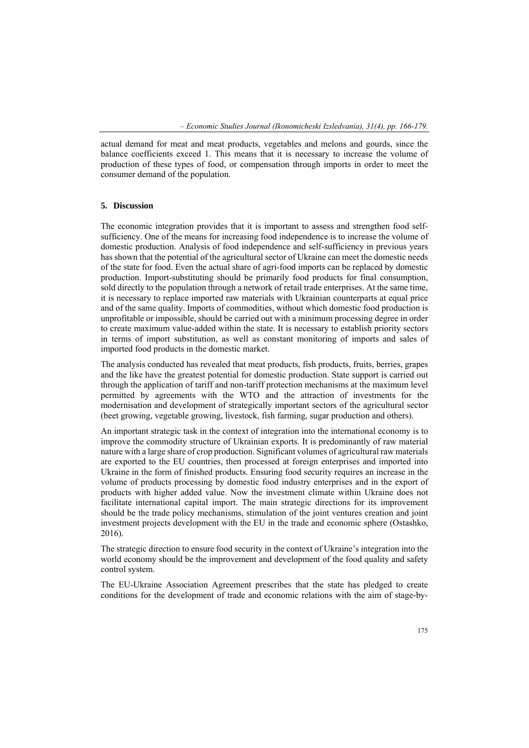actual demand for meat and meat products, vegetables and melons and gourds, since the balance coefficients exceed 1. This means that it is necessary to increase the volume of production of these types of food, or compensation through imports in order to meet the consumer demand of the population.

## 5. Discussion

The economic integration provides that it is important to assess and strengthen food self-sufficiency. One of the means for increasing food independence is to increase the volume of domestic production. Analysis of food independence and self-sufficiency in previous years has shown that the potential of the agricultural sector of Ukraine can meet the domestic needs of the state for food. Even the actual share of agri-food imports can be replaced by domestic production. Import-substituting should be primarily food products for final consumption, sold directly to the population through a network of retail trade enterprises. At the same time, it is necessary to replace imported raw materials with Ukrainian counterparts at equal price and of the same quality. Imports of commodities, without which domestic food production is unprofitable or impossible, should be carried out with a minimum processing degree in order to create maximum value-added within the state. It is necessary to establish priority sectors in terms of import substitution, as well as constant monitoring of imports and sales of imported food products in the domestic market.

The analysis conducted has revealed that meat products, fish products, fruits, berries, grapes and the like have the greatest potential for domestic production. State support is carried out through the application of tariff and non-tariff protection mechanisms at the maximum level permitted by agreements with the WTO and the attraction of investments for the modernisation and development of strategically important sectors of the agricultural sector (beet growing, vegetable growing, livestock, fish farming, sugar production and others).

An important strategic task in the context of integration into the international economy is to improve the commodity structure of Ukrainian exports. It is predominantly of raw material nature with a large share of crop production. Significant volumes of agricultural raw materials are exported to the EU countries, then processed at foreign enterprises and imported into Ukraine in the form of finished products. Ensuring food security requires an increase in the volume of products processing by domestic food industry enterprises and in the export of products with higher added value. Now the investment climate within Ukraine does not facilitate international capital import. The main strategic directions for its improvement should be the trade policy mechanisms, stimulation of the joint ventures creation and joint investment projects development with the EU in the trade and economic sphere (Ostashko, 2016).

The strategic direction to ensure food security in the context of Ukraine's integration into the world economy should be the improvement and development of the food quality and safety control system.

The EU-Ukraine Association Agreement prescribes that the state has pledged to create conditions for the development of trade and economic relations with the aim of stage-by-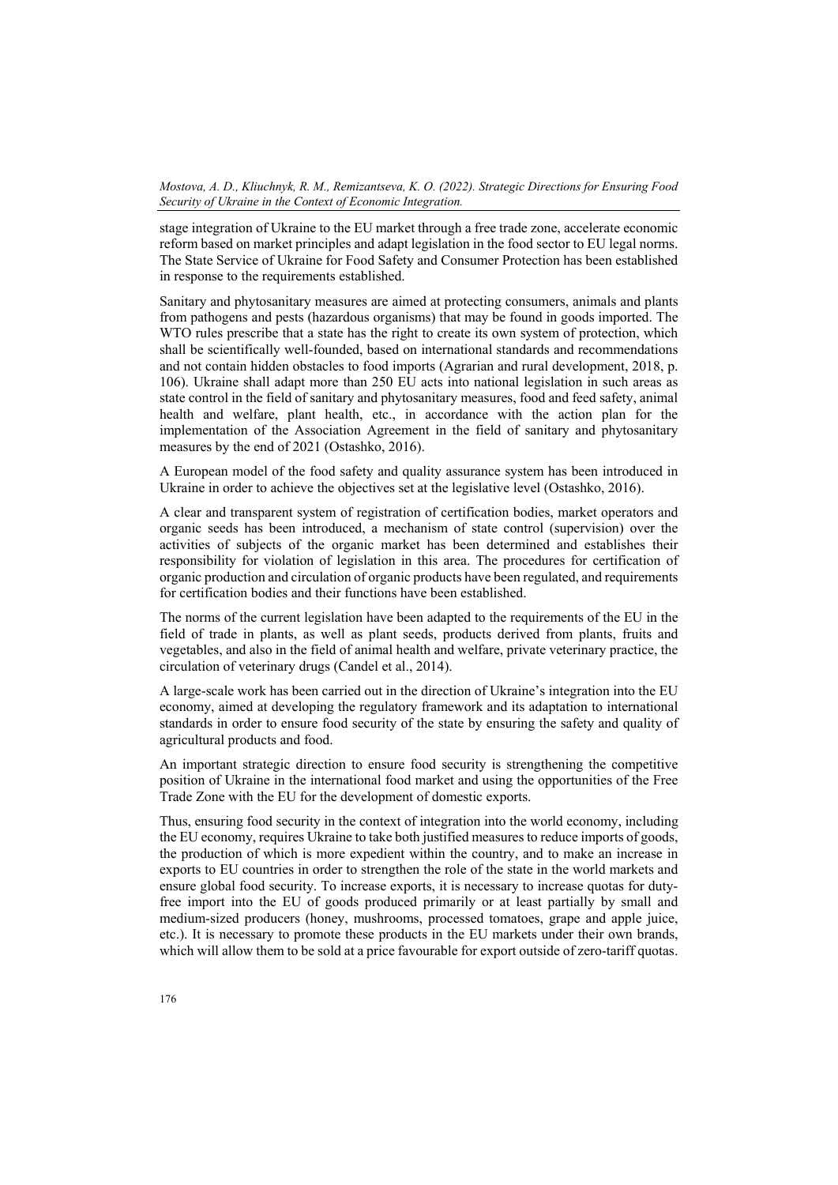stage integration of Ukraine to the EU market through a free trade zone, accelerate economic reform based on market principles and adapt legislation in the food sector to EU legal norms. The State Service of Ukraine for Food Safety and Consumer Protection has been established in response to the requirements established.

Sanitary and phytosanitary measures are aimed at protecting consumers, animals and plants from pathogens and pests (hazardous organisms) that may be found in goods imported. The WTO rules prescribe that a state has the right to create its own system of protection, which shall be scientifically well-founded, based on international standards and recommendations and not contain hidden obstacles to food imports (Agrarian and rural development, 2018, p. 106). Ukraine shall adapt more than 250 EU acts into national legislation in such areas as state control in the field of sanitary and phytosanitary measures, food and feed safety, animal health and welfare, plant health, etc., in accordance with the action plan for the implementation of the Association Agreement in the field of sanitary and phytosanitary measures by the end of 2021 (Ostashko, 2016).

A European model of the food safety and quality assurance system has been introduced in Ukraine in order to achieve the objectives set at the legislative level (Ostashko, 2016).

A clear and transparent system of registration of certification bodies, market operators and organic seeds has been introduced, a mechanism of state control (supervision) over the activities of subjects of the organic market has been determined and establishes their responsibility for violation of legislation in this area. The procedures for certification of organic production and circulation of organic products have been regulated, and requirements for certification bodies and their functions have been established.

The norms of the current legislation have been adapted to the requirements of the EU in the field of trade in plants, as well as plant seeds, products derived from plants, fruits and vegetables, and also in the field of animal health and welfare, private veterinary practice, the circulation of veterinary drugs (Candel et al., 2014).

A large-scale work has been carried out in the direction of Ukraine's integration into the EU economy, aimed at developing the regulatory framework and its adaptation to international standards in order to ensure food security of the state by ensuring the safety and quality of agricultural products and food.

An important strategic direction to ensure food security is strengthening the competitive position of Ukraine in the international food market and using the opportunities of the Free Trade Zone with the EU for the development of domestic exports.

Thus, ensuring food security in the context of integration into the world economy, including the EU economy, requires Ukraine to take both justified measures to reduce imports of goods, the production of which is more expedient within the country, and to make an increase in exports to EU countries in order to strengthen the role of the state in the world markets and ensure global food security. To increase exports, it is necessary to increase quotas for duty-free import into the EU of goods produced primarily or at least partially by small and medium-sized producers (honey, mushrooms, processed tomatoes, grape and apple juice, etc.). It is necessary to promote these products in the EU markets under their own brands, which will allow them to be sold at a price favourable for export outside of zero-tariff quotas.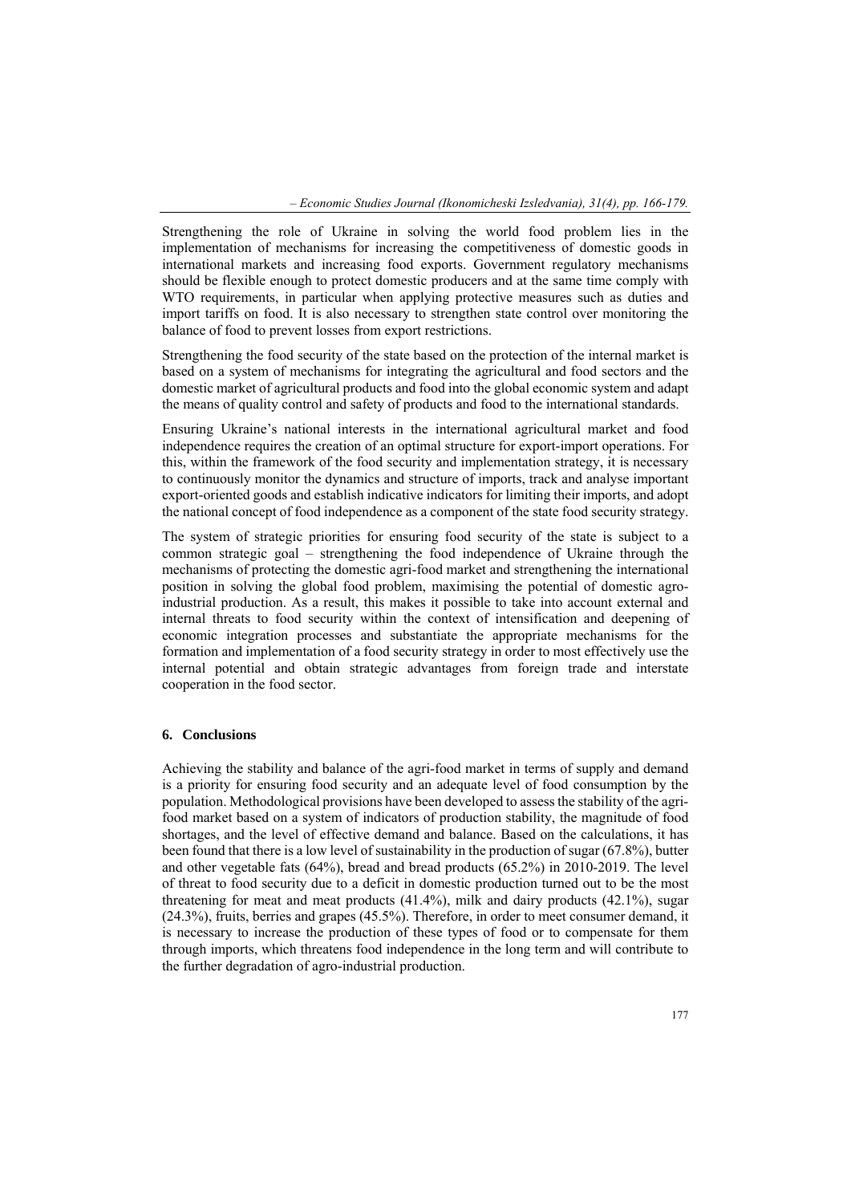Strengthening the role of Ukraine in solving the world food problem lies in the implementation of mechanisms for increasing the competitiveness of domestic goods in international markets and increasing food exports. Government regulatory mechanisms should be flexible enough to protect domestic producers and at the same time comply with WTO requirements, in particular when applying protective measures such as duties and import tariffs on food. It is also necessary to strengthen state control over monitoring the balance of food to prevent losses from export restrictions.

Strengthening the food security of the state based on the protection of the internal market is based on a system of mechanisms for integrating the agricultural and food sectors and the domestic market of agricultural products and food into the global economic system and adapt the means of quality control and safety of products and food to the international standards.

Ensuring Ukraine's national interests in the international agricultural market and food independence requires the creation of an optimal structure for export-import operations. For this, within the framework of the food security and implementation strategy, it is necessary to continuously monitor the dynamics and structure of imports, track and analyse important export-oriented goods and establish indicative indicators for limiting their imports, and adopt the national concept of food independence as a component of the state food security strategy.

The system of strategic priorities for ensuring food security of the state is subject to a common strategic goal – strengthening the food independence of Ukraine through the mechanisms of protecting the domestic agri-food market and strengthening the international position in solving the global food problem, maximising the potential of domestic agro-industrial production. As a result, this makes it possible to take into account external and internal threats to food security within the context of intensification and deepening of economic integration processes and substantiate the appropriate mechanisms for the formation and implementation of a food security strategy in order to most effectively use the internal potential and obtain strategic advantages from foreign trade and interstate cooperation in the food sector.

## 6. Conclusions

Achieving the stability and balance of the agri-food market in terms of supply and demand is a priority for ensuring food security and an adequate level of food consumption by the population. Methodological provisions have been developed to assess the stability of the agri-food market based on a system of indicators of production stability, the magnitude of food shortages, and the level of effective demand and balance. Based on the calculations, it has been found that there is a low level of sustainability in the production of sugar (67.8%), butter and other vegetable fats (64%), bread and bread products (65.2%) in 2010-2019. The level of threat to food security due to a deficit in domestic production turned out to be the most threatening for meat and meat products (41.4%), milk and dairy products (42.1%), sugar (24.3%), fruits, berries and grapes (45.5%). Therefore, in order to meet consumer demand, it is necessary to increase the production of these types of food or to compensate for them through imports, which threatens food independence in the long term and will contribute to the further degradation of agro-industrial production.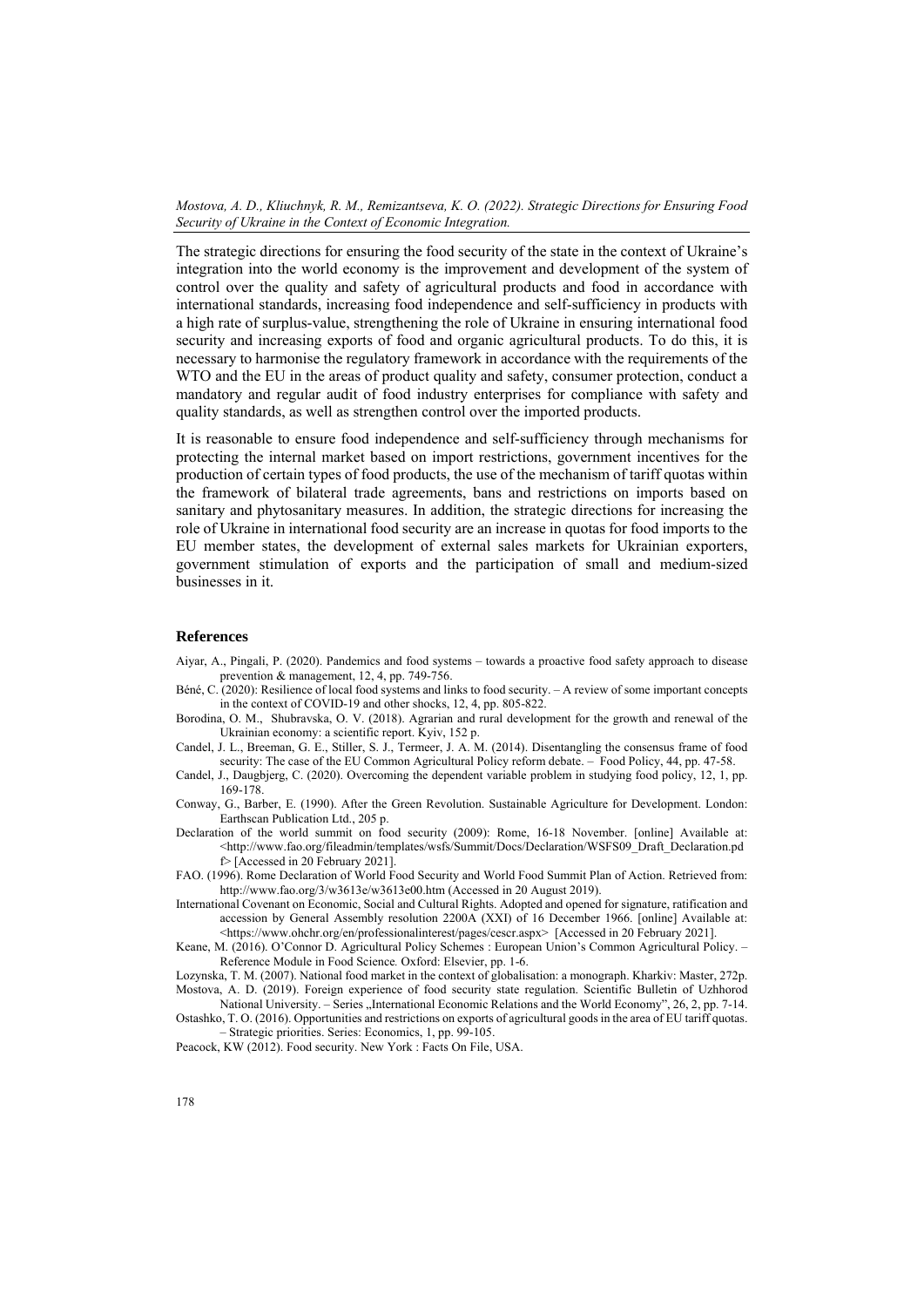The strategic directions for ensuring the food security of the state in the context of Ukraine's integration into the world economy is the improvement and development of the system of control over the quality and safety of agricultural products and food in accordance with international standards, increasing food independence and self-sufficiency in products with a high rate of surplus-value, strengthening the role of Ukraine in ensuring international food security and increasing exports of food and organic agricultural products. To do this, it is necessary to harmonise the regulatory framework in accordance with the requirements of the WTO and the EU in the areas of product quality and safety, consumer protection, conduct a mandatory and regular audit of food industry enterprises for compliance with safety and quality standards, as well as strengthen control over the imported products.

It is reasonable to ensure food independence and self-sufficiency through mechanisms for protecting the internal market based on import restrictions, government incentives for the production of certain types of food products, the use of the mechanism of tariff quotas within the framework of bilateral trade agreements, bans and restrictions on imports based on sanitary and phytosanitary measures. In addition, the strategic directions for increasing the role of Ukraine in international food security are an increase in quotas for food imports to the EU member states, the development of external sales markets for Ukrainian exporters, government stimulation of exports and the participation of small and medium-sized businesses in it.

## References

Aiyar, A., Pingali, P. (2020). Pandemics and food systems – towards a proactive food safety approach to disease prevention & management, 12, 4, pp. 749-756.

Béné, C. (2020): Resilience of local food systems and links to food security. – A review of some important concepts in the context of COVID-19 and other shocks, 12, 4, pp. 805-822.

Borodina, O. M., Shubravska, O. V. (2018). Agrarian and rural development for the growth and renewal of the Ukrainian economy: a scientific report. Kyiv, 152 p.

Candel, J. L., Breeman, G. E., Stiller, S. J., Termeer, J. A. M. (2014). Disentangling the consensus frame of food security: The case of the EU Common Agricultural Policy reform debate. – Food Policy, 44, pp. 47-58.

Candel, J., Daugbjerg, C. (2020). Overcoming the dependent variable problem in studying food policy, 12, 1, pp. 169-178.

Conway, G., Barber, E. (1990). After the Green Revolution. Sustainable Agriculture for Development. London: Earthscan Publication Ltd., 205 p.

Declaration of the world summit on food security (2009): Rome, 16-18 November. [online] Available at: <http://www.fao.org/fileadmin/templates/wsfs/Summit/Docs/Declaration/WSFS09_Draft_Declaration.pdf> [Accessed in 20 February 2021].

FAO. (1996). Rome Declaration of World Food Security and World Food Summit Plan of Action. Retrieved from: http://www.fao.org/3/w3613e/w3613e00.htm (Accessed in 20 August 2019).

International Covenant on Economic, Social and Cultural Rights. Adopted and opened for signature, ratification and accession by General Assembly resolution 2200A (XXI) of 16 December 1966. [online] Available at: <https://www.ohchr.org/en/professionalinterest/pages/cescr.aspx> [Accessed in 20 February 2021].

Keane, M. (2016). O'Connor D. Agricultural Policy Schemes : European Union's Common Agricultural Policy. – Reference Module in Food Science. Oxford: Elsevier, pp. 1-6.

Lozynska, T. M. (2007). National food market in the context of globalisation: a monograph. Kharkiv: Master, 272p.

Mostova, A. D. (2019). Foreign experience of food security state regulation. Scientific Bulletin of Uzhhorod National University. – Series „International Economic Relations and the World Economy", 26, 2, pp. 7-14.

Ostashko, T. O. (2016). Opportunities and restrictions on exports of agricultural goods in the area of EU tariff quotas. – Strategic priorities. Series: Economics, 1, pp. 99-105.

Peacock, KW (2012). Food security. New York : Facts On File, USA.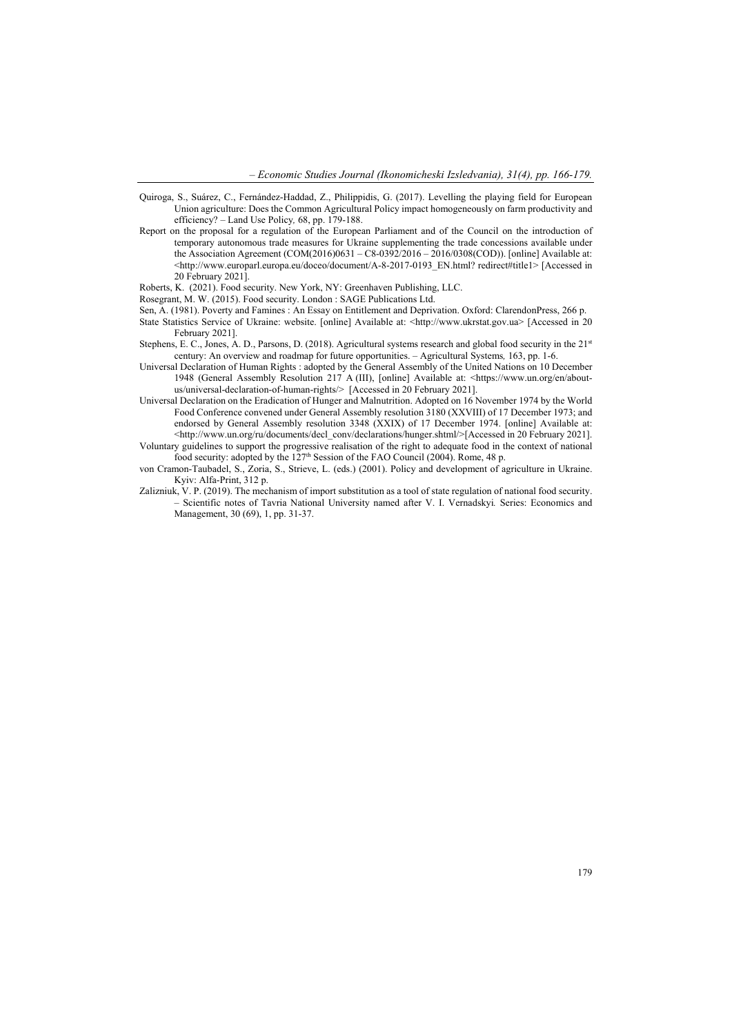Quiroga, S., Suárez, C., Fernández-Haddad, Z., Philippidis, G. (2017). Levelling the playing field for European Union agriculture: Does the Common Agricultural Policy impact homogeneously on farm productivity and efficiency? – Land Use Policy*,* 68, pp. 179-188.

Report on the proposal for a regulation of the European Parliament and of the Council on the introduction of temporary autonomous trade measures for Ukraine supplementing the trade concessions available under the Association Agreement (COM(2016)0631 – C8-0392/2016 – 2016/0308(COD)). [online] Available at: <http://www.europarl.europa.eu/doceo/document/A-8-2017-0193_EN.html? redirect#title1> [Accessed in 20 February 2021].

Roberts, K. (2021). Food security. New York, NY: Greenhaven Publishing, LLC.

Rosegrant, M. W. (2015). Food security. London : SAGE Publications Ltd.

Sen, A. (1981). Poverty and Famines : An Essay on Entitlement and Deprivation. Oxford: ClarendonPress, 266 p.

State Statistics Service of Ukraine: website. [online] Available at: <http://www.ukrstat.gov.ua> [Accessed in 20 February 2021].

Stephens, E. C., Jones, A. D., Parsons, D. (2018). Agricultural systems research and global food security in the 21st century: An overview and roadmap for future opportunities. – Agricultural Systems*,* 163, pp. 1-6.

Universal Declaration of Human Rights : adopted by the General Assembly of the United Nations on 10 December 1948 (General Assembly Resolution 217 A (III), [online] Available at: <https://www.un.org/en/about-us/universal-declaration-of-human-rights/> [Accessed in 20 February 2021].

Universal Declaration on the Eradication of Hunger and Malnutrition. Adopted on 16 November 1974 by the World Food Conference convened under General Assembly resolution 3180 (XXVIII) of 17 December 1973; and endorsed by General Assembly resolution 3348 (XXIX) of 17 December 1974. [online] Available at: <http://www.un.org/ru/documents/decl_conv/declarations/hunger.shtml/>[Accessed in 20 February 2021].

Voluntary guidelines to support the progressive realisation of the right to adequate food in the context of national food security: adopted by the 127th Session of the FAO Council (2004). Rome, 48 p.

von Cramon-Taubadel, S., Zoria, S., Strieve, L. (eds.) (2001). Policy and development of agriculture in Ukraine. Kyiv: Alfa-Print, 312 p.

Zalizniuk, V. P. (2019). The mechanism of import substitution as a tool of state regulation of national food security. – Scientific notes of Tavria National University named after V. I. Vernadskyi*.* Series: Economics and Management, 30 (69), 1, pp. 31-37.